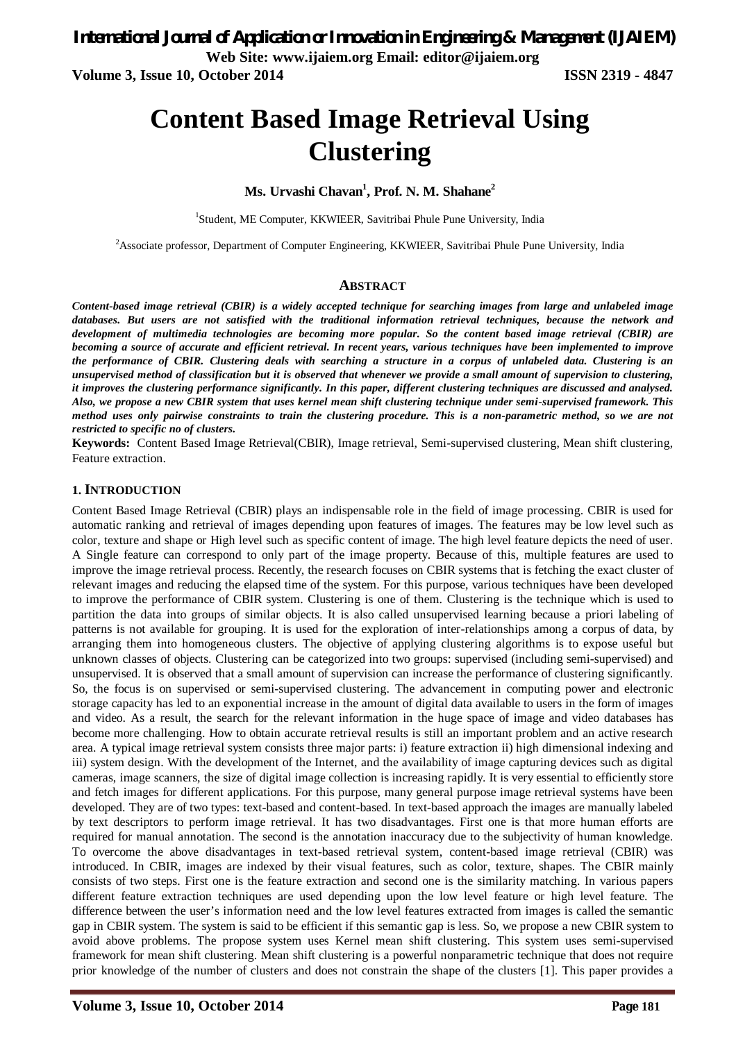# Content Based Image Retrieval Using Clustering

**Ms. Urvashi Chavan[1], Prof. N. M. Shahane[2]**

[1]Student, ME Computer, KKWIEER, Savitribai Phule Pune University, India

[2]Associate professor, Department of Computer Engineering, KKWIEER, Savitribai Phule Pune University, India

## ABSTRACT

***Content-based image retrieval (CBIR) is a widely accepted technique for searching images from large and unlabeled image databases. But users are not satisfied with the traditional information retrieval techniques, because the network and development of multimedia technologies are becoming more popular. So the content based image retrieval (CBIR) are becoming a source of accurate and efficient retrieval. In recent years, various techniques have been implemented to improve the performance of CBIR. Clustering deals with searching a structure in a corpus of unlabeled data. Clustering is an unsupervised method of classification but it is observed that whenever we provide a small amount of supervision to clustering, it improves the clustering performance significantly. In this paper, different clustering techniques are discussed and analysed. Also, we propose a new CBIR system that uses kernel mean shift clustering technique under semi-supervised framework. This method uses only pairwise constraints to train the clustering procedure. This is a non-parametric method, so we are not restricted to specific no of clusters.***

**Keywords:** Content Based Image Retrieval(CBIR), Image retrieval, Semi-supervised clustering, Mean shift clustering, Feature extraction.

## 1. INTRODUCTION

Content Based Image Retrieval (CBIR) plays an indispensable role in the field of image processing. CBIR is used for automatic ranking and retrieval of images depending upon features of images. The features may be low level such as color, texture and shape or High level such as specific content of image. The high level feature depicts the need of user. A Single feature can correspond to only part of the image property. Because of this, multiple features are used to improve the image retrieval process. Recently, the research focuses on CBIR systems that is fetching the exact cluster of relevant images and reducing the elapsed time of the system. For this purpose, various techniques have been developed to improve the performance of CBIR system. Clustering is one of them. Clustering is the technique which is used to partition the data into groups of similar objects. It is also called unsupervised learning because a priori labeling of patterns is not available for grouping. It is used for the exploration of inter-relationships among a corpus of data, by arranging them into homogeneous clusters. The objective of applying clustering algorithms is to expose useful but unknown classes of objects. Clustering can be categorized into two groups: supervised (including semi-supervised) and unsupervised. It is observed that a small amount of supervision can increase the performance of clustering significantly. So, the focus is on supervised or semi-supervised clustering. The advancement in computing power and electronic storage capacity has led to an exponential increase in the amount of digital data available to users in the form of images and video. As a result, the search for the relevant information in the huge space of image and video databases has become more challenging. How to obtain accurate retrieval results is still an important problem and an active research area. A typical image retrieval system consists three major parts: i) feature extraction ii) high dimensional indexing and iii) system design. With the development of the Internet, and the availability of image capturing devices such as digital cameras, image scanners, the size of digital image collection is increasing rapidly. It is very essential to efficiently store and fetch images for different applications. For this purpose, many general purpose image retrieval systems have been developed. They are of two types: text-based and content-based. In text-based approach the images are manually labeled by text descriptors to perform image retrieval. It has two disadvantages. First one is that more human efforts are required for manual annotation. The second is the annotation inaccuracy due to the subjectivity of human knowledge. To overcome the above disadvantages in text-based retrieval system, content-based image retrieval (CBIR) was introduced. In CBIR, images are indexed by their visual features, such as color, texture, shapes. The CBIR mainly consists of two steps. First one is the feature extraction and second one is the similarity matching. In various papers different feature extraction techniques are used depending upon the low level feature or high level feature. The difference between the user's information need and the low level features extracted from images is called the semantic gap in CBIR system. The system is said to be efficient if this semantic gap is less. So, we propose a new CBIR system to avoid above problems. The propose system uses Kernel mean shift clustering. This system uses semi-supervised framework for mean shift clustering. Mean shift clustering is a powerful nonparametric technique that does not require prior knowledge of the number of clusters and does not constrain the shape of the clusters [1]. This paper provides a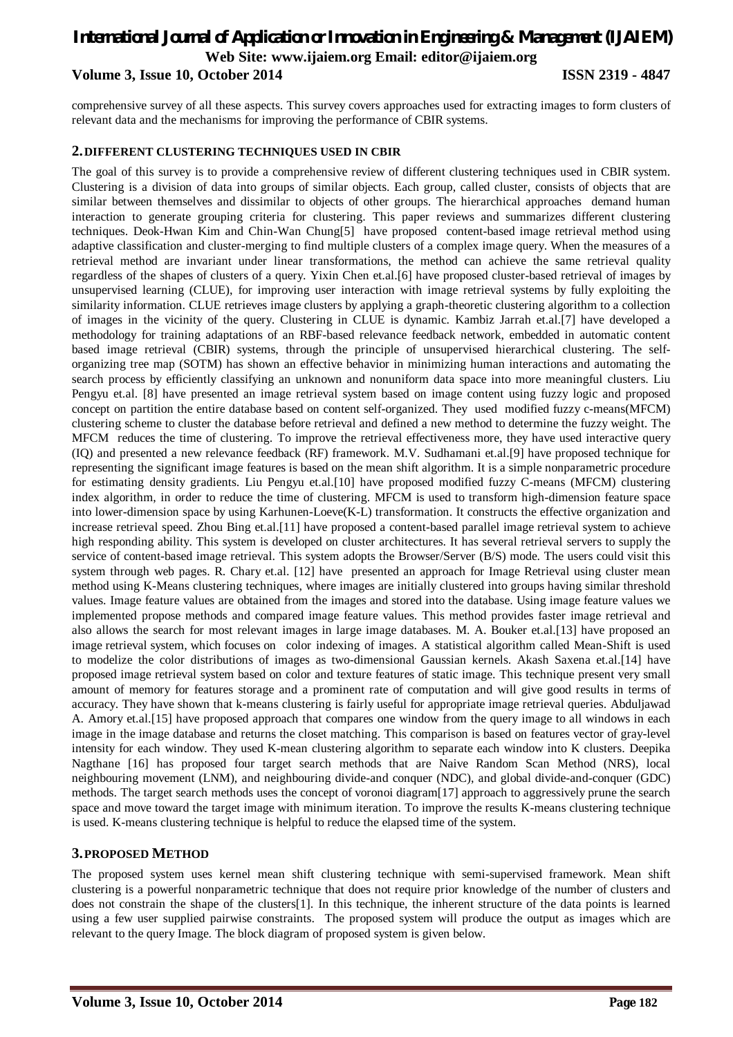comprehensive survey of all these aspects. This survey covers approaches used for extracting images to form clusters of relevant data and the mechanisms for improving the performance of CBIR systems.

## 2. DIFFERENT CLUSTERING TECHNIQUES USED IN CBIR

The goal of this survey is to provide a comprehensive review of different clustering techniques used in CBIR system. Clustering is a division of data into groups of similar objects. Each group, called cluster, consists of objects that are similar between themselves and dissimilar to objects of other groups. The hierarchical approaches demand human interaction to generate grouping criteria for clustering. This paper reviews and summarizes different clustering techniques. Deok-Hwan Kim and Chin-Wan Chung[5] have proposed content-based image retrieval method using adaptive classification and cluster-merging to find multiple clusters of a complex image query. When the measures of a retrieval method are invariant under linear transformations, the method can achieve the same retrieval quality regardless of the shapes of clusters of a query. Yixin Chen et.al.[6] have proposed cluster-based retrieval of images by unsupervised learning (CLUE), for improving user interaction with image retrieval systems by fully exploiting the similarity information. CLUE retrieves image clusters by applying a graph-theoretic clustering algorithm to a collection of images in the vicinity of the query. Clustering in CLUE is dynamic. Kambiz Jarrah et.al.[7] have developed a methodology for training adaptations of an RBF-based relevance feedback network, embedded in automatic content based image retrieval (CBIR) systems, through the principle of unsupervised hierarchical clustering. The self-organizing tree map (SOTM) has shown an effective behavior in minimizing human interactions and automating the search process by efficiently classifying an unknown and nonuniform data space into more meaningful clusters. Liu Pengyu et.al. [8] have presented an image retrieval system based on image content using fuzzy logic and proposed concept on partition the entire database based on content self-organized. They used modified fuzzy c-means(MFCM) clustering scheme to cluster the database before retrieval and defined a new method to determine the fuzzy weight. The MFCM reduces the time of clustering. To improve the retrieval effectiveness more, they have used interactive query (IQ) and presented a new relevance feedback (RF) framework. M.V. Sudhamani et.al.[9] have proposed technique for representing the significant image features is based on the mean shift algorithm. It is a simple nonparametric procedure for estimating density gradients. Liu Pengyu et.al.[10] have proposed modified fuzzy C-means (MFCM) clustering index algorithm, in order to reduce the time of clustering. MFCM is used to transform high-dimension feature space into lower-dimension space by using Karhunen-Loeve(K-L) transformation. It constructs the effective organization and increase retrieval speed. Zhou Bing et.al.[11] have proposed a content-based parallel image retrieval system to achieve high responding ability. This system is developed on cluster architectures. It has several retrieval servers to supply the service of content-based image retrieval. This system adopts the Browser/Server (B/S) mode. The users could visit this system through web pages. R. Chary et.al. [12] have presented an approach for Image Retrieval using cluster mean method using K-Means clustering techniques, where images are initially clustered into groups having similar threshold values. Image feature values are obtained from the images and stored into the database. Using image feature values we implemented propose methods and compared image feature values. This method provides faster image retrieval and also allows the search for most relevant images in large image databases. M. A. Bouker et.al.[13] have proposed an image retrieval system, which focuses on color indexing of images. A statistical algorithm called Mean-Shift is used to modelize the color distributions of images as two-dimensional Gaussian kernels. Akash Saxena et.al.[14] have proposed image retrieval system based on color and texture features of static image. This technique present very small amount of memory for features storage and a prominent rate of computation and will give good results in terms of accuracy. They have shown that k-means clustering is fairly useful for appropriate image retrieval queries. Abduljawad A. Amory et.al.[15] have proposed approach that compares one window from the query image to all windows in each image in the image database and returns the closet matching. This comparison is based on features vector of gray-level intensity for each window. They used K-mean clustering algorithm to separate each window into K clusters. Deepika Nagthane [16] has proposed four target search methods that are Naive Random Scan Method (NRS), local neighbouring movement (LNM), and neighbouring divide-and conquer (NDC), and global divide-and-conquer (GDC) methods. The target search methods uses the concept of voronoi diagram[17] approach to aggressively prune the search space and move toward the target image with minimum iteration. To improve the results K-means clustering technique is used. K-means clustering technique is helpful to reduce the elapsed time of the system.

## 3. PROPOSED METHOD

The proposed system uses kernel mean shift clustering technique with semi-supervised framework. Mean shift clustering is a powerful nonparametric technique that does not require prior knowledge of the number of clusters and does not constrain the shape of the clusters[1]. In this technique, the inherent structure of the data points is learned using a few user supplied pairwise constraints. The proposed system will produce the output as images which are relevant to the query Image. The block diagram of proposed system is given below.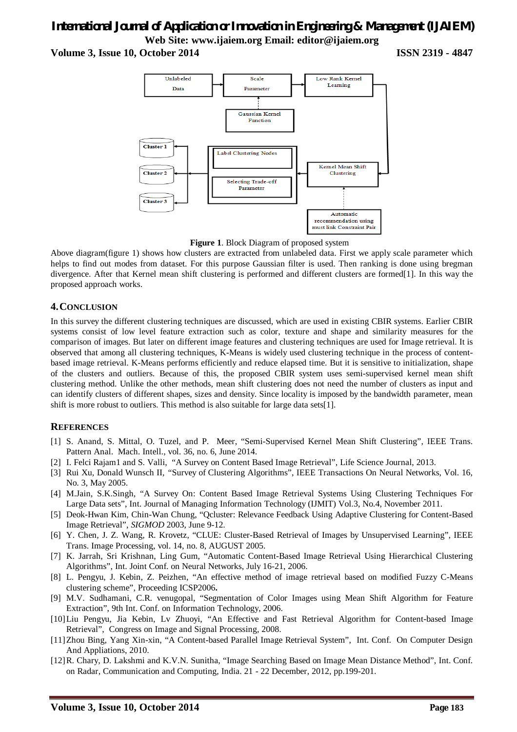**Figure 1**. Block Diagram of proposed system

Above diagram(figure 1) shows how clusters are extracted from unlabeled data. First we apply scale parameter which helps to find out modes from dataset. For this purpose Gaussian filter is used. Then ranking is done using bregman divergence. After that Kernel mean shift clustering is performed and different clusters are formed[1]. In this way the proposed approach works.

## 4. CONCLUSION

In this survey the different clustering techniques are discussed, which are used in existing CBIR systems. Earlier CBIR systems consist of low level feature extraction such as color, texture and shape and similarity measures for the comparison of images. But later on different image features and clustering techniques are used for Image retrieval. It is observed that among all clustering techniques, K-Means is widely used clustering technique in the process of content-based image retrieval. K-Means performs efficiently and reduce elapsed time. But it is sensitive to initialization, shape of the clusters and outliers. Because of this, the proposed CBIR system uses semi-supervised kernel mean shift clustering method. Unlike the other methods, mean shift clustering does not need the number of clusters as input and can identify clusters of different shapes, sizes and density. Since locality is imposed by the bandwidth parameter, mean shift is more robust to outliers. This method is also suitable for large data sets[1].

## REFERENCES

[1] S. Anand, S. Mittal, O. Tuzel, and P. Meer, "Semi-Supervised Kernel Mean Shift Clustering", IEEE Trans. Pattern Anal. Mach. Intell., vol. 36, no. 6, June 2014.

[2] I. Felci Rajam1 and S. Valli, "A Survey on Content Based Image Retrieval", Life Science Journal, 2013.

[3] Rui Xu, Donald Wunsch II, "Survey of Clustering Algorithms", IEEE Transactions On Neural Networks, Vol. 16, No. 3, May 2005.

[4] M.Jain, S.K.Singh, "A Survey On: Content Based Image Retrieval Systems Using Clustering Techniques For Large Data sets", Int. Journal of Managing Information Technology (IJMIT) Vol.3, No.4, November 2011.

[5] Deok-Hwan Kim, Chin-Wan Chung, "Qcluster: Relevance Feedback Using Adaptive Clustering for Content-Based Image Retrieval", *SIGMOD* 2003, June 9-12.

[6] Y. Chen, J. Z. Wang, R. Krovetz, "CLUE: Cluster-Based Retrieval of Images by Unsupervised Learning", IEEE Trans. Image Processing, vol. 14, no. 8, AUGUST 2005.

[7] K. Jarrah, Sri Krishnan, Ling Gum, "Automatic Content-Based Image Retrieval Using Hierarchical Clustering Algorithms", Int. Joint Conf. on Neural Networks, July 16-21, 2006.

[8] L. Pengyu, J. Kebin, Z. Peizhen, "An effective method of image retrieval based on modified Fuzzy C-Means clustering scheme", Proceeding ICSP2006**.**

[9] M.V. Sudhamani, C.R. venugopal, "Segmentation of Color Images using Mean Shift Algorithm for Feature Extraction", 9th Int. Conf. on Information Technology, 2006.

[10] Liu Pengyu, Jia Kebin, Lv Zhuoyi, "An Effective and Fast Retrieval Algorithm for Content-based Image Retrieval", Congress on Image and Signal Processing, 2008.

[11] Zhou Bing, Yang Xin-xin, "A Content-based Parallel Image Retrieval System", Int. Conf. On Computer Design And Appliations, 2010.

[12] R. Chary, D. Lakshmi and K.V.N. Sunitha, "Image Searching Based on Image Mean Distance Method", Int. Conf. on Radar, Communication and Computing, India. 21 - 22 December, 2012, pp.199-201.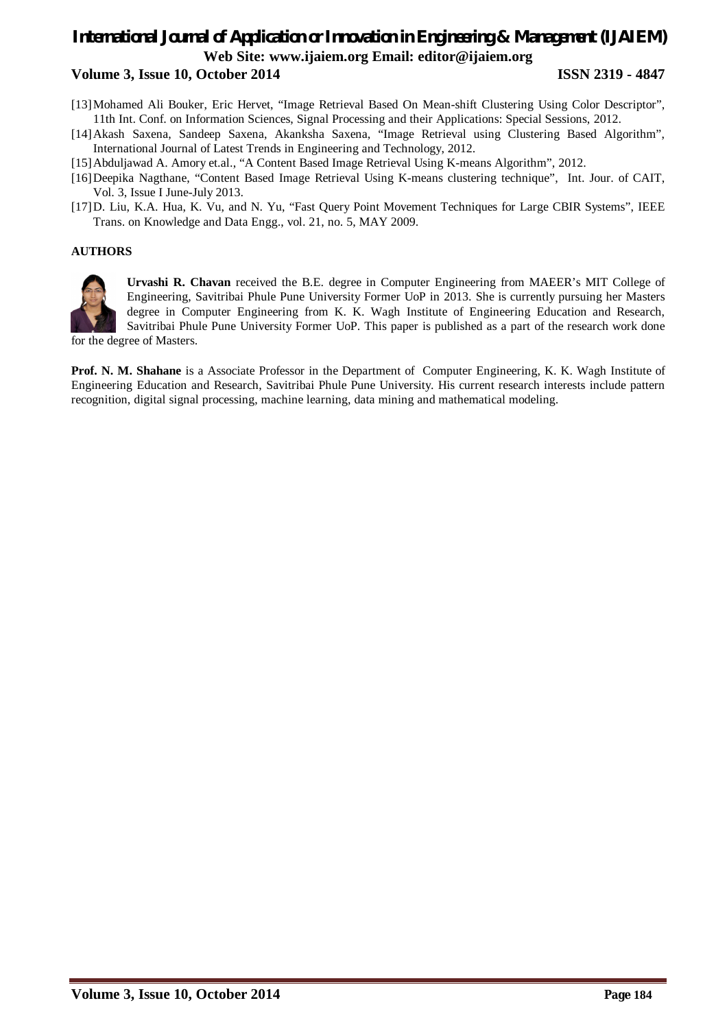[13] Mohamed Ali Bouker, Eric Hervet, “Image Retrieval Based On Mean-shift Clustering Using Color Descriptor”, 11th Int. Conf. on Information Sciences, Signal Processing and their Applications: Special Sessions, 2012.

[14] Akash Saxena, Sandeep Saxena, Akanksha Saxena, “Image Retrieval using Clustering Based Algorithm”, International Journal of Latest Trends in Engineering and Technology, 2012.

[15] Abduljawad A. Amory et.al., “A Content Based Image Retrieval Using K-means Algorithm”, 2012.

[16] Deepika Nagthane, “Content Based Image Retrieval Using K-means clustering technique”, Int. Jour. of CAIT, Vol. 3, Issue I June-July 2013.

[17] D. Liu, K.A. Hua, K. Vu, and N. Yu, “Fast Query Point Movement Techniques for Large CBIR Systems”, IEEE Trans. on Knowledge and Data Engg., vol. 21, no. 5, MAY 2009.

**AUTHORS**

**Urvashi R. Chavan** received the B.E. degree in Computer Engineering from MAEER’s MIT College of Engineering, Savitribai Phule Pune University Former UoP in 2013. She is currently pursuing her Masters degree in Computer Engineering from K. K. Wagh Institute of Engineering Education and Research, Savitribai Phule Pune University Former UoP. This paper is published as a part of the research work done for the degree of Masters.

**Prof. N. M. Shahane** is a Associate Professor in the Department of Computer Engineering, K. K. Wagh Institute of Engineering Education and Research, Savitribai Phule Pune University. His current research interests include pattern recognition, digital signal processing, machine learning, data mining and mathematical modeling.